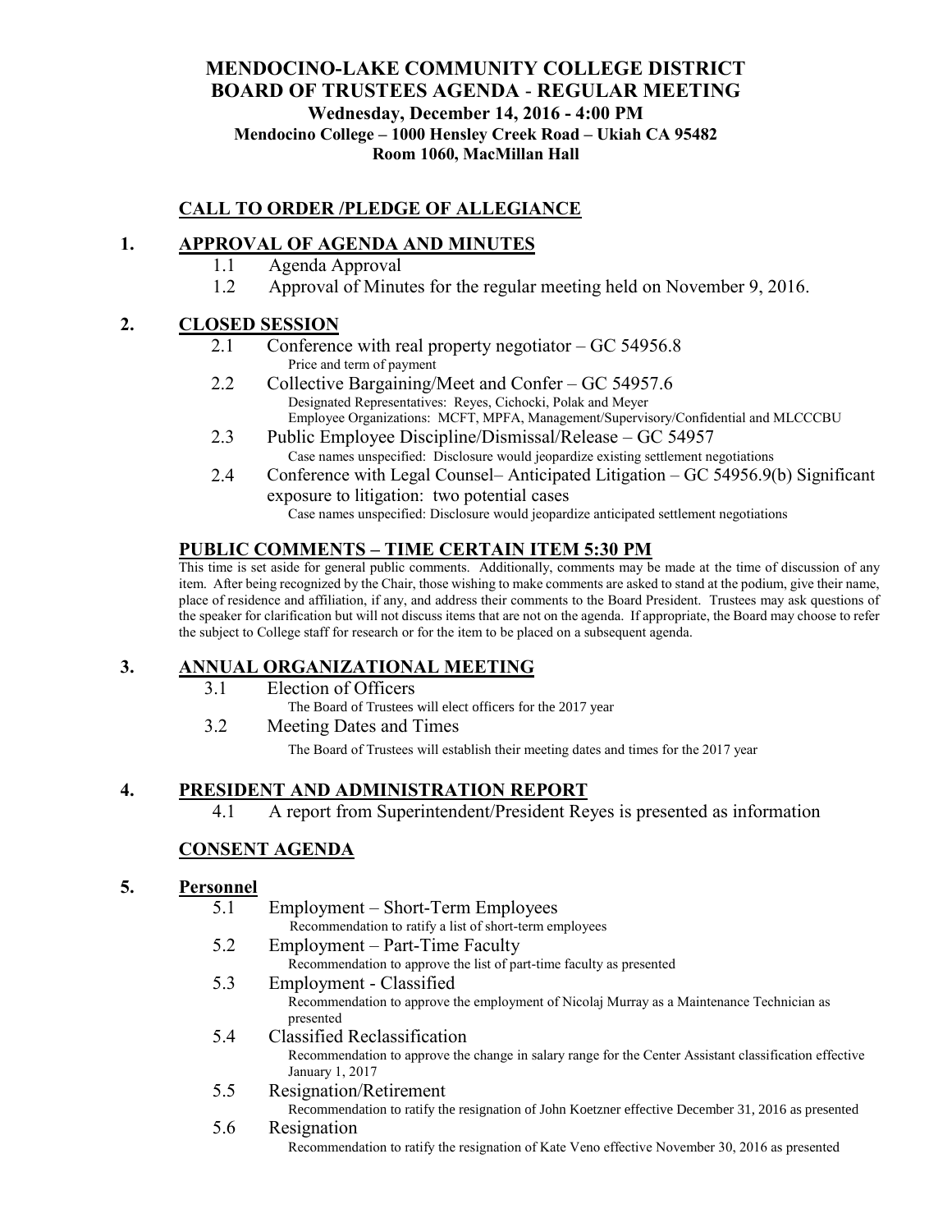# MENDOCINO-LAKE COMMUNITY COLLEGE DISTRICT
## BOARD OF TRUSTEES AGENDA - REGULAR MEETING

**Wednesday, December 14, 2016 - 4:00 PM**
**Mendocino College – 1000 Hensley Creek Road – Ukiah CA 95482**
**Room 1060, MacMillan Hall**

## CALL TO ORDER /PLEDGE OF ALLEGIANCE

## 1. APPROVAL OF AGENDA AND MINUTES

1.1 Agenda Approval

1.2 Approval of Minutes for the regular meeting held on November 9, 2016.

## 2. CLOSED SESSION

2.1 Conference with real property negotiator – GC 54956.8
Price and term of payment

2.2 Collective Bargaining/Meet and Confer – GC 54957.6
Designated Representatives: Reyes, Cichocki, Polak and Meyer
Employee Organizations: MCFT, MPFA, Management/Supervisory/Confidential and MLCCCBU

2.3 Public Employee Discipline/Dismissal/Release – GC 54957
Case names unspecified: Disclosure would jeopardize existing settlement negotiations

2.4 Conference with Legal Counsel– Anticipated Litigation – GC 54956.9(b) Significant exposure to litigation: two potential cases
Case names unspecified: Disclosure would jeopardize anticipated settlement negotiations

## PUBLIC COMMENTS – TIME CERTAIN ITEM 5:30 PM

This time is set aside for general public comments. Additionally, comments may be made at the time of discussion of any item. After being recognized by the Chair, those wishing to make comments are asked to stand at the podium, give their name, place of residence and affiliation, if any, and address their comments to the Board President. Trustees may ask questions of the speaker for clarification but will not discuss items that are not on the agenda. If appropriate, the Board may choose to refer the subject to College staff for research or for the item to be placed on a subsequent agenda.

## 3. ANNUAL ORGANIZATIONAL MEETING

3.1 Election of Officers
The Board of Trustees will elect officers for the 2017 year

3.2 Meeting Dates and Times
The Board of Trustees will establish their meeting dates and times for the 2017 year

## 4. PRESIDENT AND ADMINISTRATION REPORT

4.1 A report from Superintendent/President Reyes is presented as information

## CONSENT AGENDA

## 5. Personnel

5.1 Employment – Short-Term Employees
Recommendation to ratify a list of short-term employees

5.2 Employment – Part-Time Faculty
Recommendation to approve the list of part-time faculty as presented

5.3 Employment - Classified
Recommendation to approve the employment of Nicolaj Murray as a Maintenance Technician as presented

5.4 Classified Reclassification
Recommendation to approve the change in salary range for the Center Assistant classification effective January 1, 2017

5.5 Resignation/Retirement
Recommendation to ratify the resignation of John Koetzner effective December 31, 2016 as presented

5.6 Resignation
Recommendation to ratify the resignation of Kate Veno effective November 30, 2016 as presented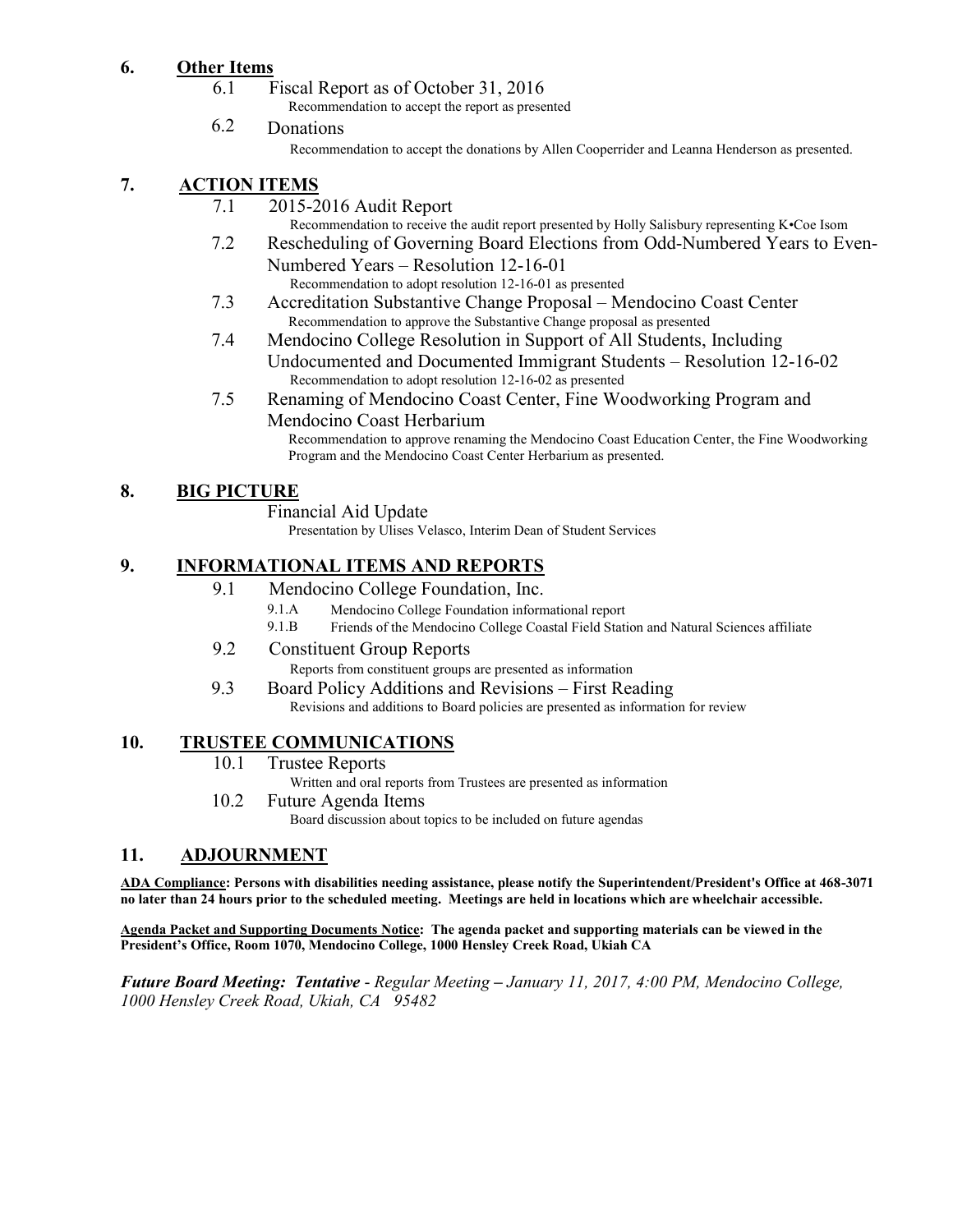## 6. **Other Items**

- 6.1 Fiscal Report as of October 31, 2016
  - Recommendation to accept the report as presented
- 6.2 Donations
  - Recommendation to accept the donations by Allen Cooperrider and Leanna Henderson as presented.

## 7. **ACTION ITEMS**

- 7.1 2015-2016 Audit Report
  - Recommendation to receive the audit report presented by Holly Salisbury representing K•Coe Isom
- 7.2 Rescheduling of Governing Board Elections from Odd-Numbered Years to Even-Numbered Years – Resolution 12-16-01
  - Recommendation to adopt resolution 12-16-01 as presented
- 7.3 Accreditation Substantive Change Proposal – Mendocino Coast Center
  - Recommendation to approve the Substantive Change proposal as presented
- 7.4 Mendocino College Resolution in Support of All Students, Including Undocumented and Documented Immigrant Students – Resolution 12-16-02
  - Recommendation to adopt resolution 12-16-02 as presented
- 7.5 Renaming of Mendocino Coast Center, Fine Woodworking Program and Mendocino Coast Herbarium
  - Recommendation to approve renaming the Mendocino Coast Education Center, the Fine Woodworking Program and the Mendocino Coast Center Herbarium as presented.

## 8. **BIG PICTURE**

Financial Aid Update
- Presentation by Ulises Velasco, Interim Dean of Student Services

## 9. **INFORMATIONAL ITEMS AND REPORTS**

- 9.1 Mendocino College Foundation, Inc.
  - 9.1.A Mendocino College Foundation informational report
  - 9.1.B Friends of the Mendocino College Coastal Field Station and Natural Sciences affiliate
- 9.2 Constituent Group Reports
  - Reports from constituent groups are presented as information
- 9.3 Board Policy Additions and Revisions – First Reading
  - Revisions and additions to Board policies are presented as information for review

## 10. **TRUSTEE COMMUNICATIONS**

- 10.1 Trustee Reports
  - Written and oral reports from Trustees are presented as information
- 10.2 Future Agenda Items
  - Board discussion about topics to be included on future agendas

## 11. **ADJOURNMENT**

**ADA Compliance: Persons with disabilities needing assistance, please notify the Superintendent/President's Office at 468-3071 no later than 24 hours prior to the scheduled meeting. Meetings are held in locations which are wheelchair accessible.**

**Agenda Packet and Supporting Documents Notice: The agenda packet and supporting materials can be viewed in the President's Office, Room 1070, Mendocino College, 1000 Hensley Creek Road, Ukiah CA**

***Future Board Meeting: Tentative*** *- Regular Meeting – January 11, 2017, 4:00 PM, Mendocino College, 1000 Hensley Creek Road, Ukiah, CA 95482*